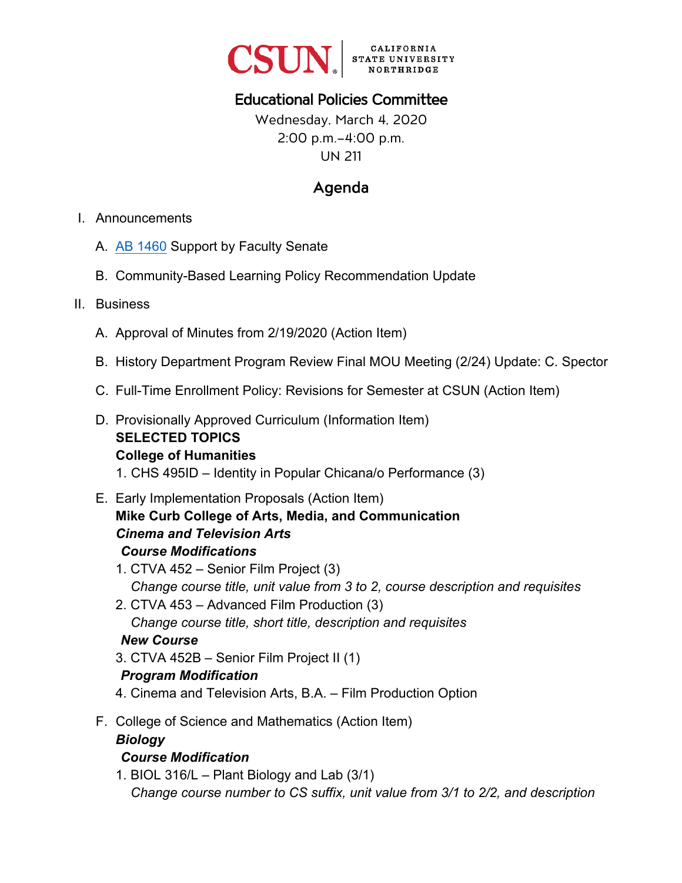CSUN | CALIFORNIA STATE UNIVERSITY NORTHRIDGE

# Educational Policies Committee

Wednesday, March 4, 2020
2:00 p.m.–4:00 p.m.
UN 211

## Agenda

I. Announcements

   A. AB 1460 Support by Faculty Senate

   B. Community-Based Learning Policy Recommendation Update

II. Business

   A. Approval of Minutes from 2/19/2020 (Action Item)

   B. History Department Program Review Final MOU Meeting (2/24) Update: C. Spector

   C. Full-Time Enrollment Policy: Revisions for Semester at CSUN (Action Item)

   D. Provisionally Approved Curriculum (Information Item)
   **SELECTED TOPICS**
   **College of Humanities**
   1. CHS 495ID – Identity in Popular Chicana/o Performance (3)

   E. Early Implementation Proposals (Action Item)
   **Mike Curb College of Arts, Media, and Communication**
   ***Cinema and Television Arts***
   ***Course Modifications***
   1. CTVA 452 – Senior Film Project (3)
      *Change course title, unit value from 3 to 2, course description and requisites*
   2. CTVA 453 – Advanced Film Production (3)
      *Change course title, short title, description and requisites*

   ***New Course***
   3. CTVA 452B – Senior Film Project II (1)

   ***Program Modification***
   4. Cinema and Television Arts, B.A. – Film Production Option

   F. College of Science and Mathematics (Action Item)
   ***Biology***
   ***Course Modification***
   1. BIOL 316/L – Plant Biology and Lab (3/1)
      *Change course number to CS suffix, unit value from 3/1 to 2/2, and description*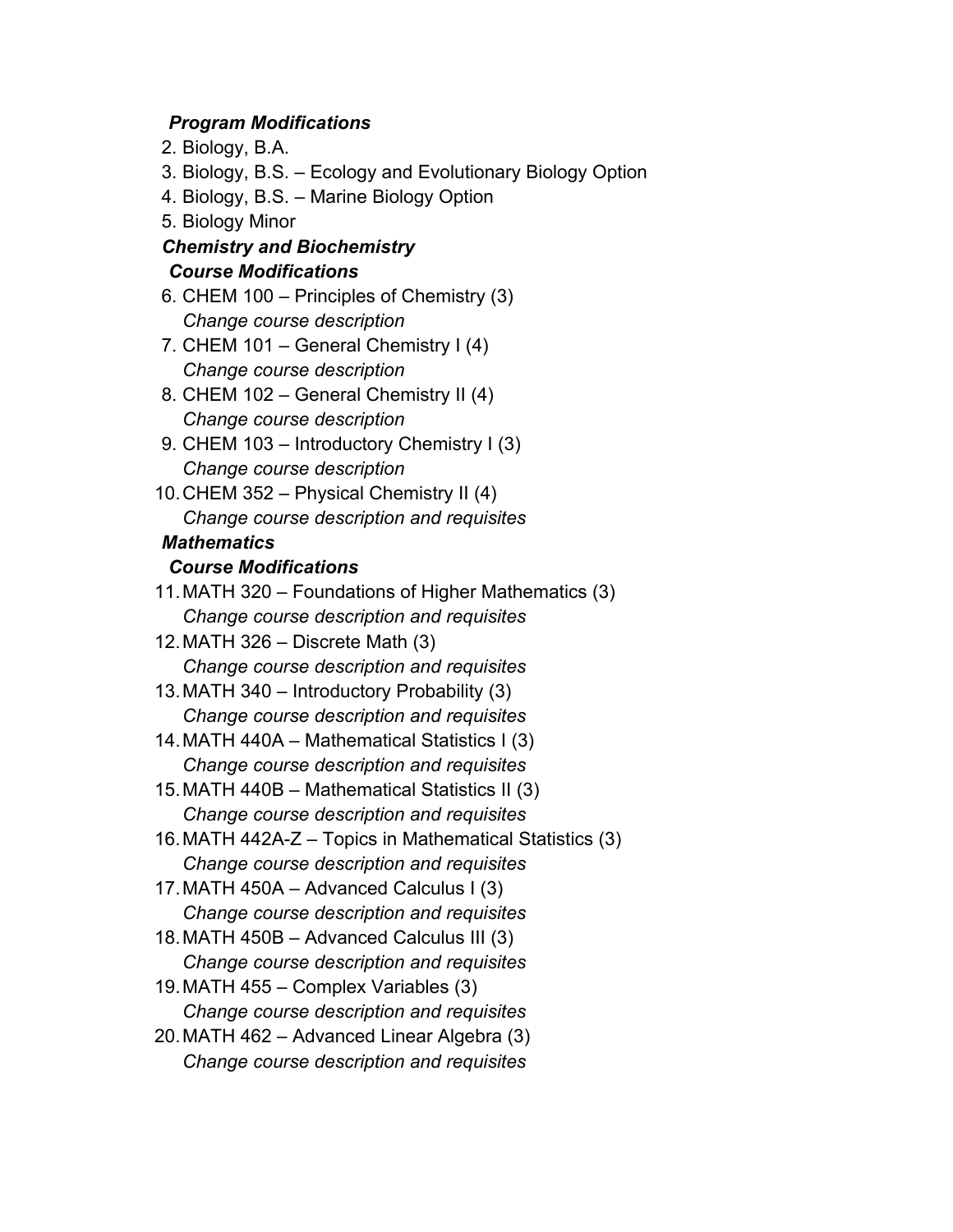***Program Modifications***

2. Biology, B.A.
3. Biology, B.S. – Ecology and Evolutionary Biology Option
4. Biology, B.S. – Marine Biology Option
5. Biology Minor

***Chemistry and Biochemistry***

***Course Modifications***

6. CHEM 100 – Principles of Chemistry (3)
   *Change course description*
7. CHEM 101 – General Chemistry I (4)
   *Change course description*
8. CHEM 102 – General Chemistry II (4)
   *Change course description*
9. CHEM 103 – Introductory Chemistry I (3)
   *Change course description*
10. CHEM 352 – Physical Chemistry II (4)
    *Change course description and requisites*

***Mathematics***

***Course Modifications***

11. MATH 320 – Foundations of Higher Mathematics (3)
    *Change course description and requisites*
12. MATH 326 – Discrete Math (3)
    *Change course description and requisites*
13. MATH 340 – Introductory Probability (3)
    *Change course description and requisites*
14. MATH 440A – Mathematical Statistics I (3)
    *Change course description and requisites*
15. MATH 440B – Mathematical Statistics II (3)
    *Change course description and requisites*
16. MATH 442A-Z – Topics in Mathematical Statistics (3)
    *Change course description and requisites*
17. MATH 450A – Advanced Calculus I (3)
    *Change course description and requisites*
18. MATH 450B – Advanced Calculus III (3)
    *Change course description and requisites*
19. MATH 455 – Complex Variables (3)
    *Change course description and requisites*
20. MATH 462 – Advanced Linear Algebra (3)
    *Change course description and requisites*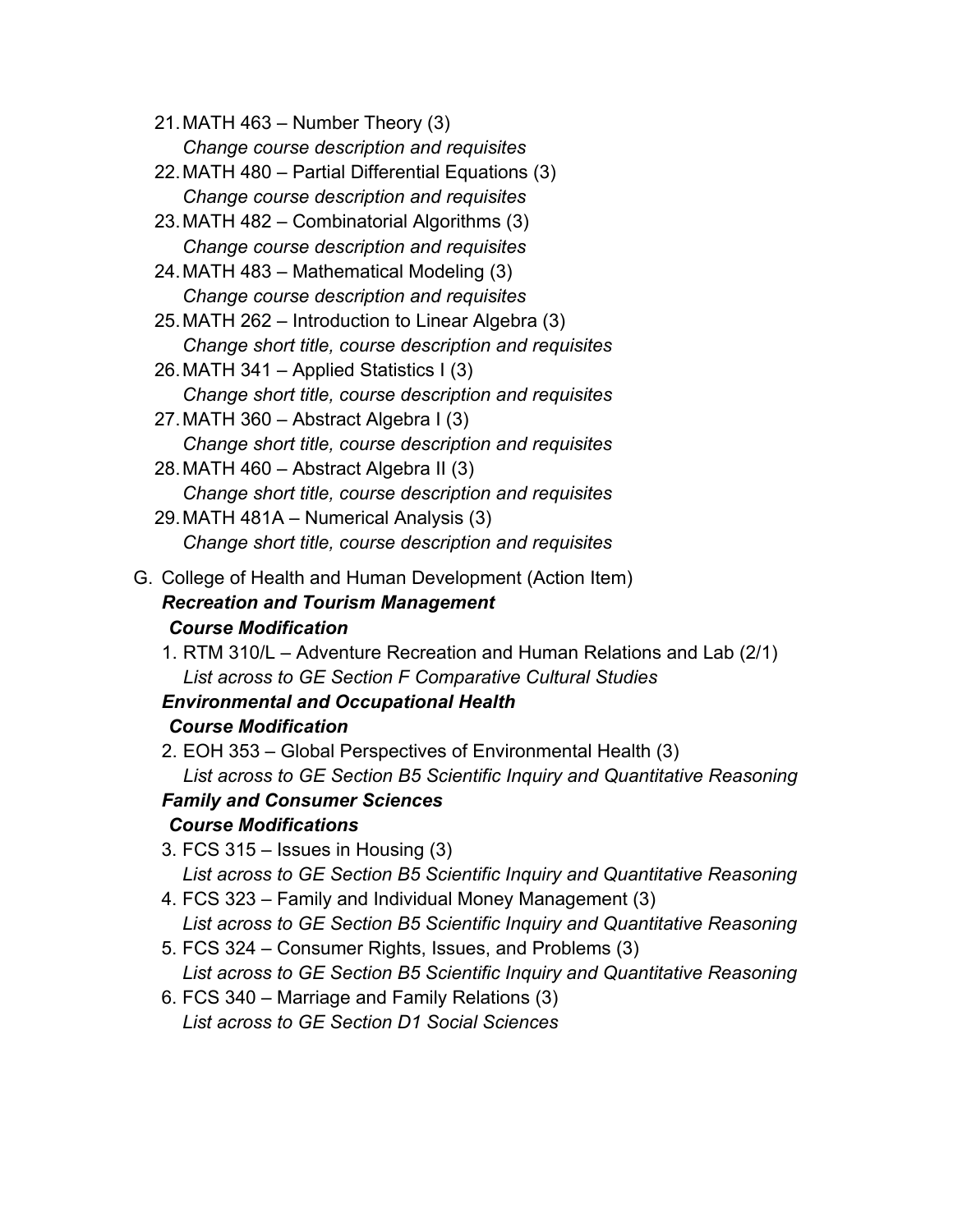21. MATH 463 – Number Theory (3)
    *Change course description and requisites*
22. MATH 480 – Partial Differential Equations (3)
    *Change course description and requisites*
23. MATH 482 – Combinatorial Algorithms (3)
    *Change course description and requisites*
24. MATH 483 – Mathematical Modeling (3)
    *Change course description and requisites*
25. MATH 262 – Introduction to Linear Algebra (3)
    *Change short title, course description and requisites*
26. MATH 341 – Applied Statistics I (3)
    *Change short title, course description and requisites*
27. MATH 360 – Abstract Algebra I (3)
    *Change short title, course description and requisites*
28. MATH 460 – Abstract Algebra II (3)
    *Change short title, course description and requisites*
29. MATH 481A – Numerical Analysis (3)
    *Change short title, course description and requisites*

G. College of Health and Human Development (Action Item)

***Recreation and Tourism Management***

***Course Modification***

1. RTM 310/L – Adventure Recreation and Human Relations and Lab (2/1)
   *List across to GE Section F Comparative Cultural Studies*

***Environmental and Occupational Health***

***Course Modification***

2. EOH 353 – Global Perspectives of Environmental Health (3)
   *List across to GE Section B5 Scientific Inquiry and Quantitative Reasoning*

***Family and Consumer Sciences***

***Course Modifications***

3. FCS 315 – Issues in Housing (3)
   *List across to GE Section B5 Scientific Inquiry and Quantitative Reasoning*
4. FCS 323 – Family and Individual Money Management (3)
   *List across to GE Section B5 Scientific Inquiry and Quantitative Reasoning*
5. FCS 324 – Consumer Rights, Issues, and Problems (3)
   *List across to GE Section B5 Scientific Inquiry and Quantitative Reasoning*
6. FCS 340 – Marriage and Family Relations (3)
   *List across to GE Section D1 Social Sciences*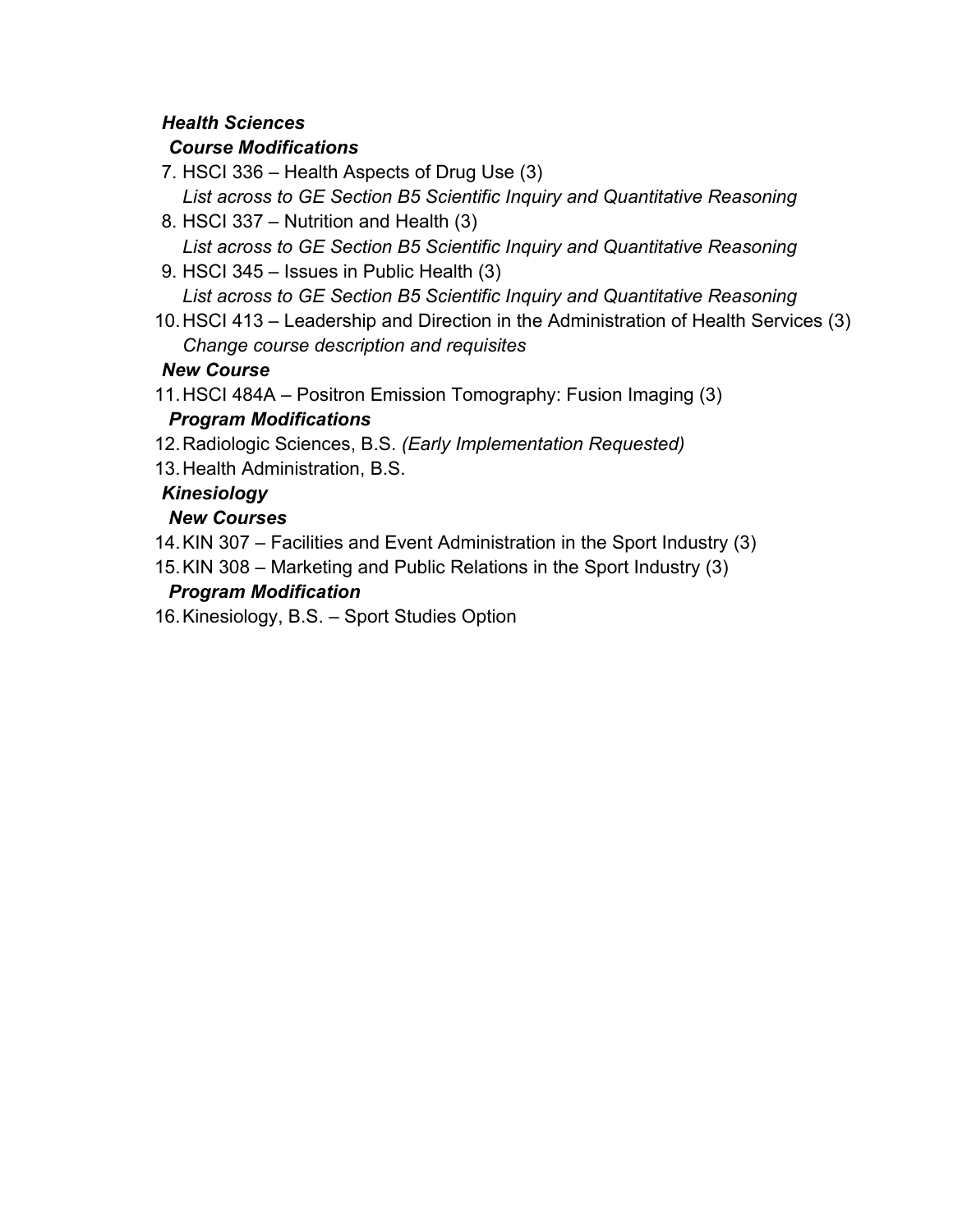***Health Sciences***

***Course Modifications***

7. HSCI 336 – Health Aspects of Drug Use (3)
   *List across to GE Section B5 Scientific Inquiry and Quantitative Reasoning*
8. HSCI 337 – Nutrition and Health (3)
   *List across to GE Section B5 Scientific Inquiry and Quantitative Reasoning*
9. HSCI 345 – Issues in Public Health (3)
   *List across to GE Section B5 Scientific Inquiry and Quantitative Reasoning*
10. HSCI 413 – Leadership and Direction in the Administration of Health Services (3)
    *Change course description and requisites*

***New Course***

11. HSCI 484A – Positron Emission Tomography: Fusion Imaging (3)

***Program Modifications***

12. Radiologic Sciences, B.S. *(Early Implementation Requested)*
13. Health Administration, B.S.

***Kinesiology***

***New Courses***

14. KIN 307 – Facilities and Event Administration in the Sport Industry (3)
15. KIN 308 – Marketing and Public Relations in the Sport Industry (3)

***Program Modification***

16. Kinesiology, B.S. – Sport Studies Option